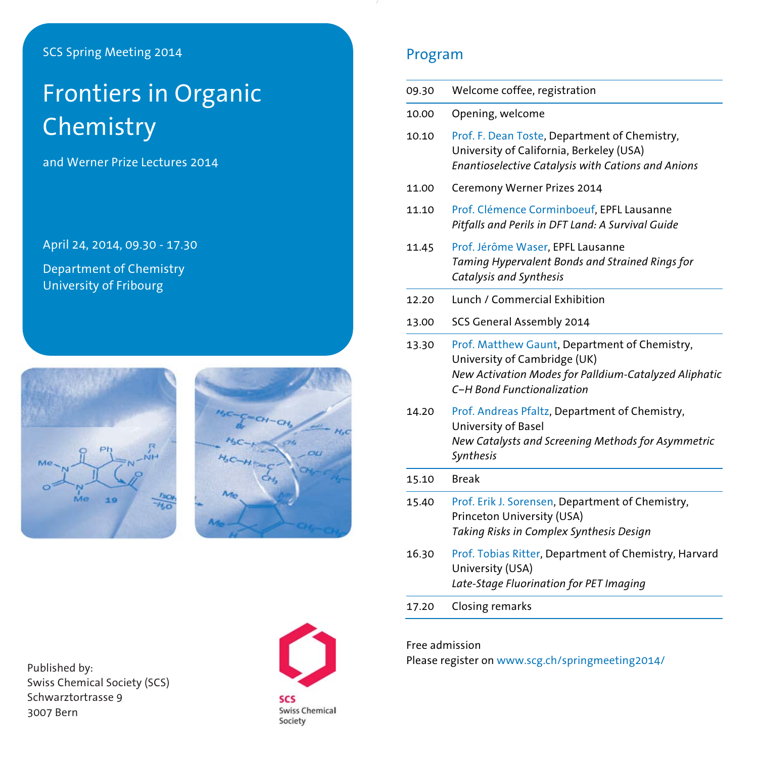SCS Spring Meeting 2014

# Frontiers in Organic Chemistry

and Werner Prize Lectures 2014

April 24, 2014, 09.30 - 17.30

Department of Chemistry
University of Fribourg

Published by:
Swiss Chemical Society (SCS)
Schwarztortrasse 9
3007 Bern

SCS
Swiss Chemical Society

## Program

| | |
|---|---|
| 09.30 | Welcome coffee, registration |
| 10.00 | Opening, welcome |
| 10.10 | Prof. F. Dean Toste, Department of Chemistry, University of California, Berkeley (USA)<br>*Enantioselective Catalysis with Cations and Anions* |
| 11.00 | Ceremony Werner Prizes 2014 |
| 11.10 | Prof. Clémence Corminboeuf, EPFL Lausanne<br>*Pitfalls and Perils in DFT Land: A Survival Guide* |
| 11.45 | Prof. Jérôme Waser, EPFL Lausanne<br>*Taming Hypervalent Bonds and Strained Rings for Catalysis and Synthesis* |
| 12.20 | Lunch / Commercial Exhibition |
| 13.00 | SCS General Assembly 2014 |
| 13.30 | Prof. Matthew Gaunt, Department of Chemistry, University of Cambridge (UK)<br>*New Activation Modes for Palldium-Catalyzed Aliphatic C–H Bond Functionalization* |
| 14.20 | Prof. Andreas Pfaltz, Department of Chemistry, University of Basel<br>*New Catalysts and Screening Methods for Asymmetric Synthesis* |
| 15.10 | Break |
| 15.40 | Prof. Erik J. Sorensen, Department of Chemistry, Princeton University (USA)<br>*Taking Risks in Complex Synthesis Design* |
| 16.30 | Prof. Tobias Ritter, Department of Chemistry, Harvard University (USA)<br>*Late-Stage Fluorination for PET Imaging* |
| 17.20 | Closing remarks |

Free admission
Please register on www.scg.ch/springmeeting2014/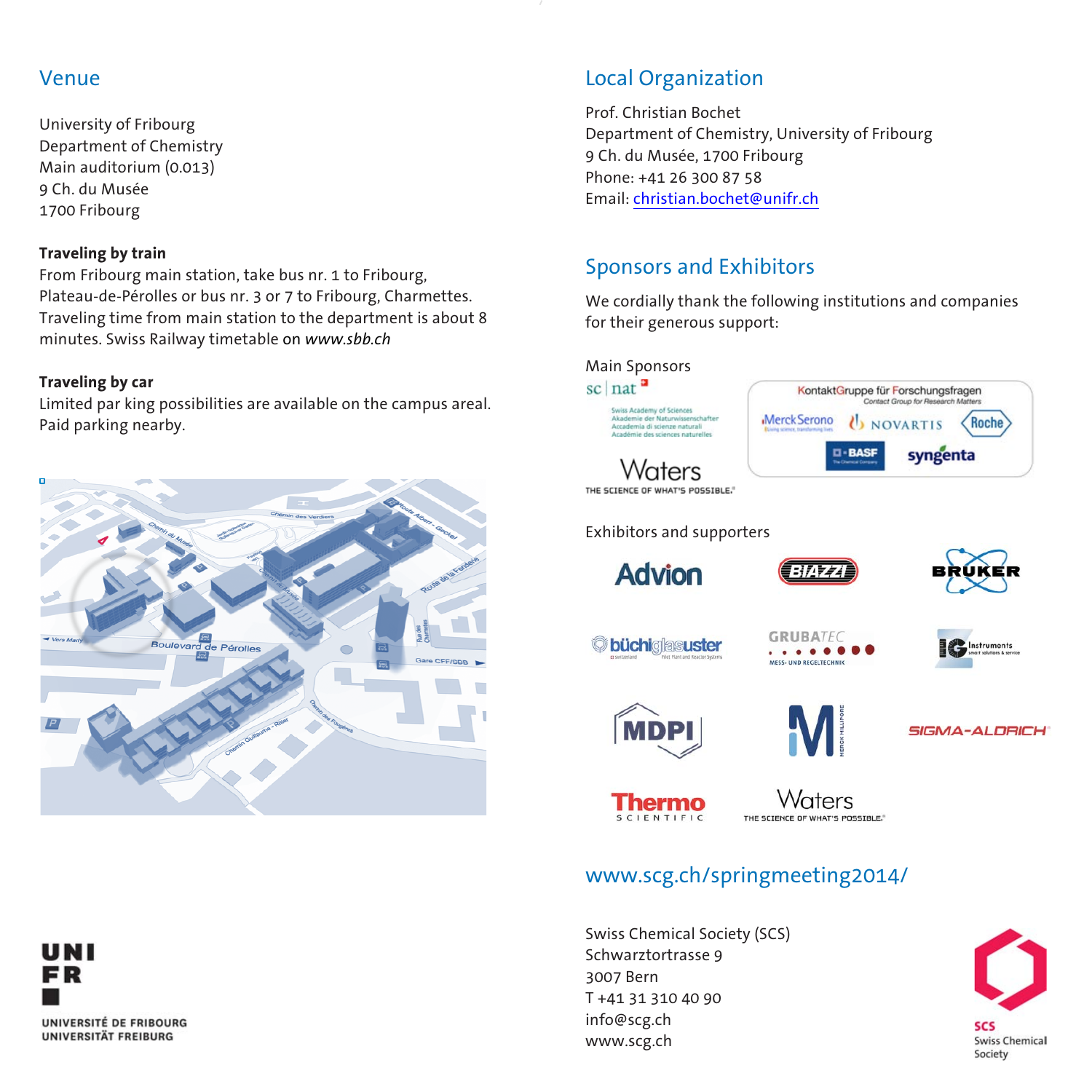## Venue

University of Fribourg
Department of Chemistry
Main auditorium (0.013)
9 Ch. du Musée
1700 Fribourg

**Traveling by train**
From Fribourg main station, take bus nr. 1 to Fribourg, Plateau-de-Pérolles or bus nr. 3 or 7 to Fribourg, Charmettes. Traveling time from main station to the department is about 8 minutes. Swiss Railway timetable on *www.sbb.ch*

**Traveling by car**
Limited par king possibilities are available on the campus areal. Paid parking nearby.

## Local Organization

Prof. Christian Bochet
Department of Chemistry, University of Fribourg
9 Ch. du Musée, 1700 Fribourg
Phone: +41 26 300 87 58
Email: christian.bochet@unifr.ch

## Sponsors and Exhibitors

We cordially thank the following institutions and companies for their generous support:

Main Sponsors

Exhibitors and supporters

www.scg.ch/springmeeting2014/

Swiss Chemical Society (SCS)
Schwarztortrasse 9
3007 Bern
T +41 31 310 40 90
info@scg.ch
www.scg.ch